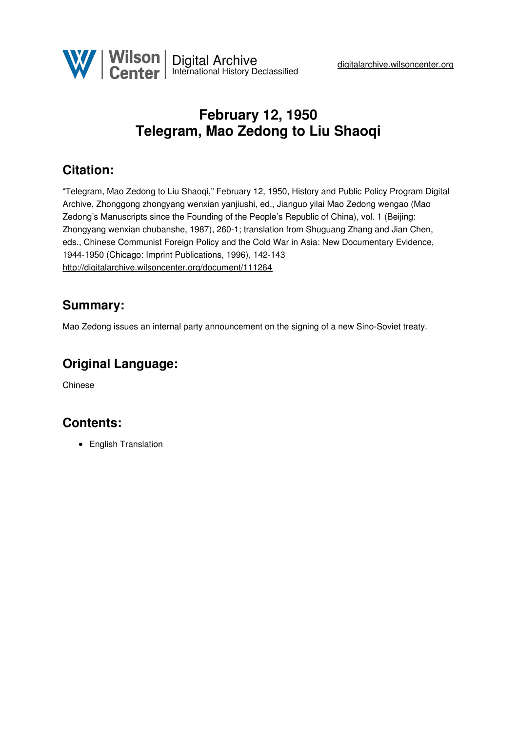# February 12, 1950
# Telegram, Mao Zedong to Liu Shaoqi

## Citation:

"Telegram, Mao Zedong to Liu Shaoqi," February 12, 1950, History and Public Policy Program Digital Archive, Zhonggong zhongyang wenxian yanjiushi, ed., Jianguo yilai Mao Zedong wengao (Mao Zedong's Manuscripts since the Founding of the People's Republic of China), vol. 1 (Beijing: Zhongyang wenxian chubanshe, 1987), 260-1; translation from Shuguang Zhang and Jian Chen, eds., Chinese Communist Foreign Policy and the Cold War in Asia: New Documentary Evidence, 1944-1950 (Chicago: Imprint Publications, 1996), 142-143
http://digitalarchive.wilsoncenter.org/document/111264

## Summary:

Mao Zedong issues an internal party announcement on the signing of a new Sino-Soviet treaty.

## Original Language:

Chinese

## Contents:

- English Translation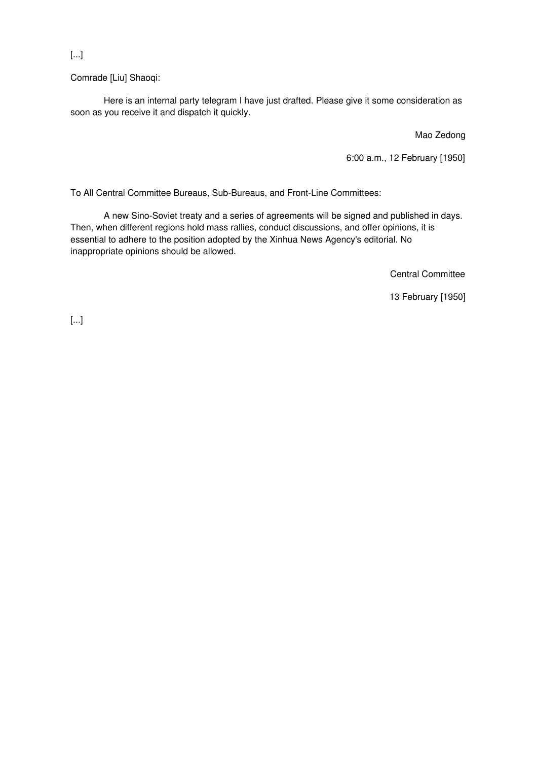[...]

Comrade [Liu] Shaoqi:

Here is an internal party telegram I have just drafted. Please give it some consideration as soon as you receive it and dispatch it quickly.

Mao Zedong

6:00 a.m., 12 February [1950]

To All Central Committee Bureaus, Sub-Bureaus, and Front-Line Committees:

A new Sino-Soviet treaty and a series of agreements will be signed and published in days. Then, when different regions hold mass rallies, conduct discussions, and offer opinions, it is essential to adhere to the position adopted by the Xinhua News Agency's editorial. No inappropriate opinions should be allowed.

Central Committee

13 February [1950]

[...]